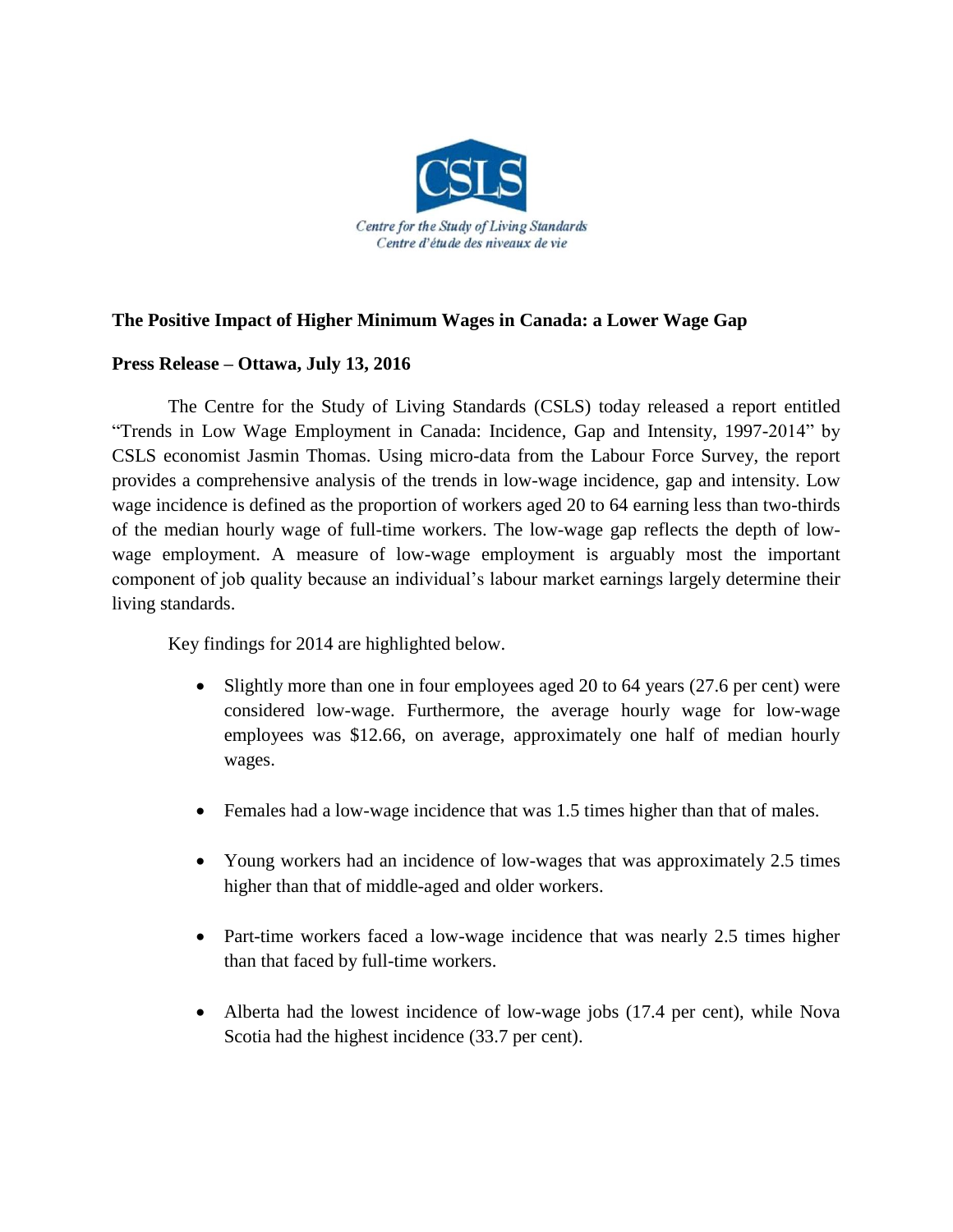CSLS

*Centre for the Study of Living Standards*
*Centre d'étude des niveaux de vie*

**The Positive Impact of Higher Minimum Wages in Canada: a Lower Wage Gap**

**Press Release – Ottawa, July 13, 2016**

The Centre for the Study of Living Standards (CSLS) today released a report entitled "Trends in Low Wage Employment in Canada: Incidence, Gap and Intensity, 1997-2014" by CSLS economist Jasmin Thomas. Using micro-data from the Labour Force Survey, the report provides a comprehensive analysis of the trends in low-wage incidence, gap and intensity. Low wage incidence is defined as the proportion of workers aged 20 to 64 earning less than two-thirds of the median hourly wage of full-time workers. The low-wage gap reflects the depth of low-wage employment. A measure of low-wage employment is arguably most the important component of job quality because an individual's labour market earnings largely determine their living standards.

Key findings for 2014 are highlighted below.

- Slightly more than one in four employees aged 20 to 64 years (27.6 per cent) were considered low-wage. Furthermore, the average hourly wage for low-wage employees was $12.66, on average, approximately one half of median hourly wages.

- Females had a low-wage incidence that was 1.5 times higher than that of males.

- Young workers had an incidence of low-wages that was approximately 2.5 times higher than that of middle-aged and older workers.

- Part-time workers faced a low-wage incidence that was nearly 2.5 times higher than that faced by full-time workers.

- Alberta had the lowest incidence of low-wage jobs (17.4 per cent), while Nova Scotia had the highest incidence (33.7 per cent).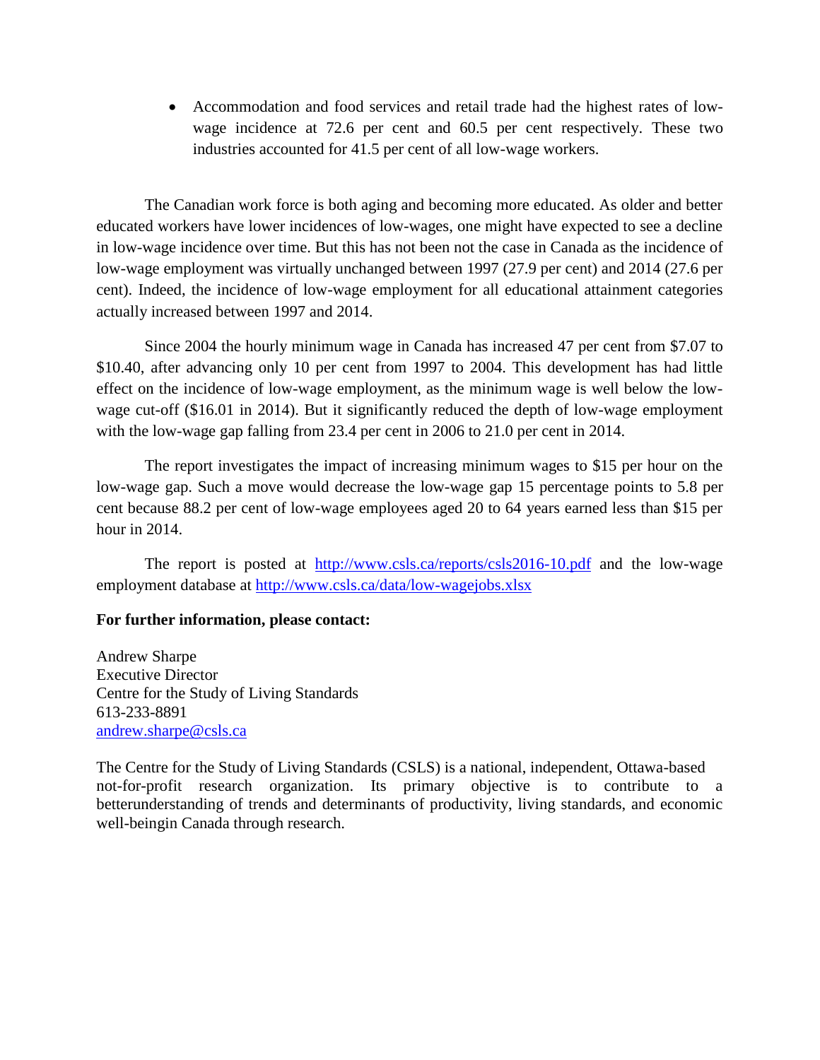- Accommodation and food services and retail trade had the highest rates of low-wage incidence at 72.6 per cent and 60.5 per cent respectively. These two industries accounted for 41.5 per cent of all low-wage workers.

The Canadian work force is both aging and becoming more educated. As older and better educated workers have lower incidences of low-wages, one might have expected to see a decline in low-wage incidence over time. But this has not been not the case in Canada as the incidence of low-wage employment was virtually unchanged between 1997 (27.9 per cent) and 2014 (27.6 per cent). Indeed, the incidence of low-wage employment for all educational attainment categories actually increased between 1997 and 2014.

Since 2004 the hourly minimum wage in Canada has increased 47 per cent from $7.07 to $10.40, after advancing only 10 per cent from 1997 to 2004. This development has had little effect on the incidence of low-wage employment, as the minimum wage is well below the low-wage cut-off ($16.01 in 2014). But it significantly reduced the depth of low-wage employment with the low-wage gap falling from 23.4 per cent in 2006 to 21.0 per cent in 2014.

The report investigates the impact of increasing minimum wages to $15 per hour on the low-wage gap. Such a move would decrease the low-wage gap 15 percentage points to 5.8 per cent because 88.2 per cent of low-wage employees aged 20 to 64 years earned less than $15 per hour in 2014.

The report is posted at http://www.csls.ca/reports/csls2016-10.pdf and the low-wage employment database at http://www.csls.ca/data/low-wagejobs.xlsx

**For further information, please contact:**

Andrew Sharpe
Executive Director
Centre for the Study of Living Standards
613-233-8891
andrew.sharpe@csls.ca

The Centre for the Study of Living Standards (CSLS) is a national, independent, Ottawa-based not-for-profit research organization. Its primary objective is to contribute to a betterunderstanding of trends and determinants of productivity, living standards, and economic well-beingin Canada through research.